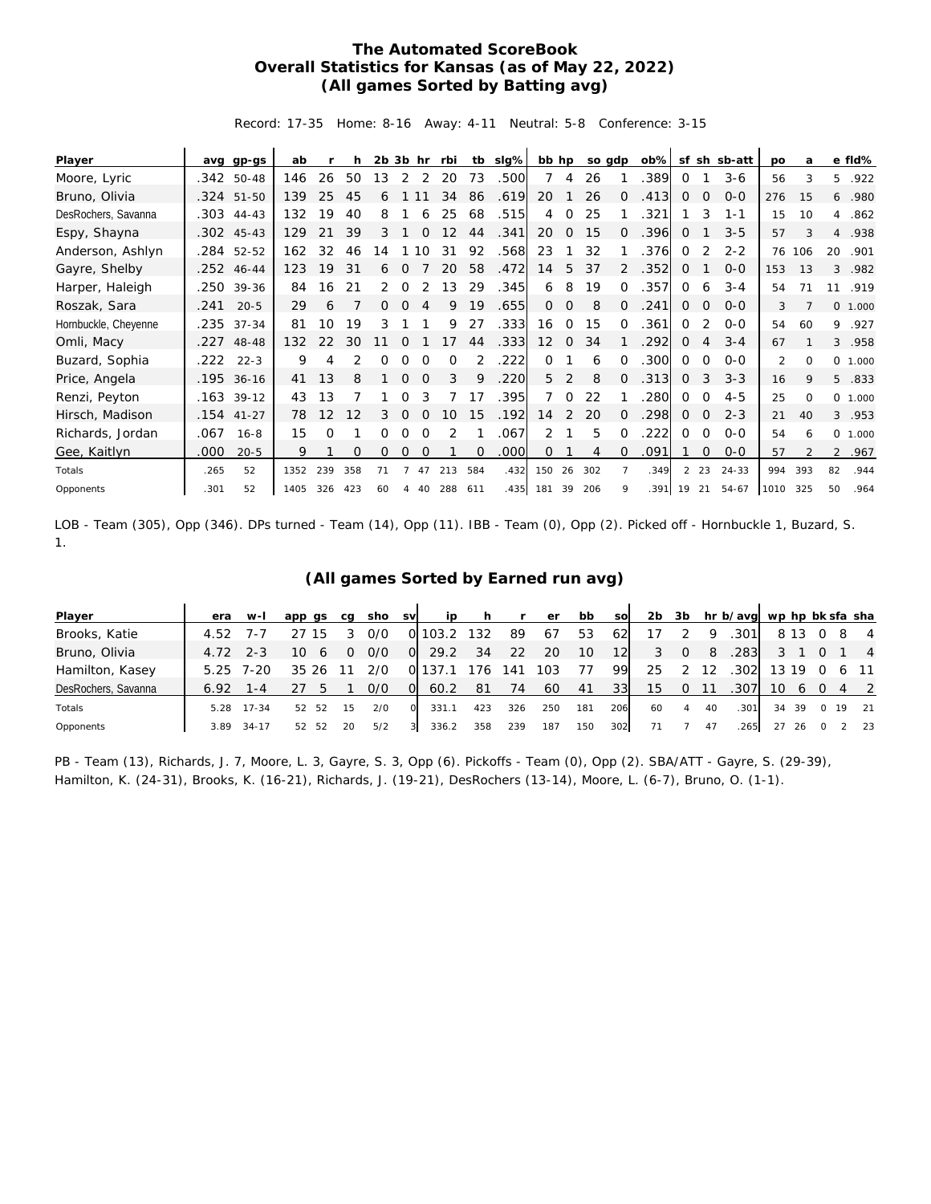# The Automated ScoreBook
## Overall Statistics for Kansas (as of May 22, 2022)
### (All games Sorted by Batting avg)

Record: 17-35 Home: 8-16 Away: 4-11 Neutral: 5-8 Conference: 3-15

| Player | avg | gp-gs | ab | r | h | 2b | 3b | hr | rbi | tb | slg% | bb | hp | so | gdp | ob% | sf | sh | sb-att | po | a | e | fld% |
|---|---|---|---|---|---|---|---|---|---|---|---|---|---|---|---|---|---|---|---|---|---|---|---|
| Moore, Lyric | .342 | 50-48 | 146 | 26 | 50 | 13 | 2 | 2 | 20 | 73 | .500 | 7 | 4 | 26 | 1 | .389 | 0 | 1 | 3-6 | 56 | 3 | 5 | .922 |
| Bruno, Olivia | .324 | 51-50 | 139 | 25 | 45 | 6 | 1 | 11 | 34 | 86 | .619 | 20 | 1 | 26 | 0 | .413 | 0 | 0 | 0-0 | 276 | 15 | 6 | .980 |
| DesRochers, Savanna | .303 | 44-43 | 132 | 19 | 40 | 8 | 1 | 6 | 25 | 68 | .515 | 4 | 0 | 25 | 1 | .321 | 1 | 3 | 1-1 | 15 | 10 | 4 | .862 |
| Espy, Shayna | .302 | 45-43 | 129 | 21 | 39 | 3 | 1 | 0 | 12 | 44 | .341 | 20 | 0 | 15 | 0 | .396 | 0 | 1 | 3-5 | 57 | 3 | 4 | .938 |
| Anderson, Ashlyn | .284 | 52-52 | 162 | 32 | 46 | 14 | 1 | 10 | 31 | 92 | .568 | 23 | 1 | 32 | 1 | .376 | 0 | 2 | 2-2 | 76 | 106 | 20 | .901 |
| Gayre, Shelby | .252 | 46-44 | 123 | 19 | 31 | 6 | 0 | 7 | 20 | 58 | .472 | 14 | 5 | 37 | 2 | .352 | 0 | 1 | 0-0 | 153 | 13 | 3 | .982 |
| Harper, Haleigh | .250 | 39-36 | 84 | 16 | 21 | 2 | 0 | 2 | 13 | 29 | .345 | 6 | 8 | 19 | 0 | .357 | 0 | 6 | 3-4 | 54 | 71 | 11 | .919 |
| Roszak, Sara | .241 | 20-5 | 29 | 6 | 7 | 0 | 0 | 4 | 9 | 19 | .655 | 0 | 0 | 8 | 0 | .241 | 0 | 0 | 0-0 | 3 | 7 | 0 | 1.000 |
| Hornbuckle, Cheyenne | .235 | 37-34 | 81 | 10 | 19 | 3 | 1 | 1 | 9 | 27 | .333 | 16 | 0 | 15 | 0 | .361 | 0 | 2 | 0-0 | 54 | 60 | 9 | .927 |
| Omli, Macy | .227 | 48-48 | 132 | 22 | 30 | 11 | 0 | 1 | 17 | 44 | .333 | 12 | 0 | 34 | 1 | .292 | 0 | 4 | 3-4 | 67 | 1 | 3 | .958 |
| Buzard, Sophia | .222 | 22-3 | 9 | 4 | 2 | 0 | 0 | 0 | 0 | 2 | .222 | 0 | 1 | 6 | 0 | .300 | 0 | 0 | 0-0 | 2 | 0 | 0 | 1.000 |
| Price, Angela | .195 | 36-16 | 41 | 13 | 8 | 1 | 0 | 0 | 3 | 9 | .220 | 5 | 2 | 8 | 0 | .313 | 0 | 3 | 3-3 | 16 | 9 | 5 | .833 |
| Renzi, Peyton | .163 | 39-12 | 43 | 13 | 7 | 1 | 0 | 3 | 7 | 17 | .395 | 7 | 0 | 22 | 1 | .280 | 0 | 0 | 4-5 | 25 | 0 | 0 | 1.000 |
| Hirsch, Madison | .154 | 41-27 | 78 | 12 | 12 | 3 | 0 | 0 | 10 | 15 | .192 | 14 | 2 | 20 | 0 | .298 | 0 | 0 | 2-3 | 21 | 40 | 3 | .953 |
| Richards, Jordan | .067 | 16-8 | 15 | 0 | 1 | 0 | 0 | 0 | 2 | 1 | .067 | 2 | 1 | 5 | 0 | .222 | 0 | 0 | 0-0 | 54 | 6 | 0 | 1.000 |
| Gee, Kaitlyn | .000 | 20-5 | 9 | 1 | 0 | 0 | 0 | 0 | 1 | 0 | .000 | 0 | 1 | 4 | 0 | .091 | 1 | 0 | 0-0 | 57 | 2 | 2 | .967 |
| Totals | .265 | 52 | 1352 | 239 | 358 | 71 | 7 | 47 | 213 | 584 | .432 | 150 | 26 | 302 | 7 | .349 | 2 | 23 | 24-33 | 994 | 393 | 82 | .944 |
| Opponents | .301 | 52 | 1405 | 326 | 423 | 60 | 4 | 40 | 288 | 611 | .435 | 181 | 39 | 206 | 9 | .391 | 19 | 21 | 54-67 | 1010 | 325 | 50 | .964 |

LOB - Team (305), Opp (346). DPs turned - Team (14), Opp (11). IBB - Team (0), Opp (2). Picked off - Hornbuckle 1, Buzard, S. 1.

### (All games Sorted by Earned run avg)

| Player | era | w-l | app | gs | cg | sho | sv | ip | h | r | er | bb | so | 2b | 3b | hr | b/avg | wp | hp | bk | sfa | sha |
|---|---|---|---|---|---|---|---|---|---|---|---|---|---|---|---|---|---|---|---|---|---|---|
| Brooks, Katie | 4.52 | 7-7 | 27 | 15 | 3 | 0/0 | 0 | 103.2 | 132 | 89 | 67 | 53 | 62 | 17 | 2 | 9 | .301 | 8 | 13 | 0 | 8 | 4 |
| Bruno, Olivia | 4.72 | 2-3 | 10 | 6 | 0 | 0/0 | 0 | 29.2 | 34 | 22 | 20 | 10 | 12 | 3 | 0 | 8 | .283 | 3 | 1 | 0 | 1 | 4 |
| Hamilton, Kasey | 5.25 | 7-20 | 35 | 26 | 11 | 2/0 | 0 | 137.1 | 176 | 141 | 103 | 77 | 99 | 25 | 2 | 12 | .302 | 13 | 19 | 0 | 6 | 11 |
| DesRochers, Savanna | 6.92 | 1-4 | 27 | 5 | 1 | 0/0 | 0 | 60.2 | 81 | 74 | 60 | 41 | 33 | 15 | 0 | 11 | .307 | 10 | 6 | 0 | 4 | 2 |
| Totals | 5.28 | 17-34 | 52 | 52 | 15 | 2/0 | 0 | 331.1 | 423 | 326 | 250 | 181 | 206 | 60 | 4 | 40 | .301 | 34 | 39 | 0 | 19 | 21 |
| Opponents | 3.89 | 34-17 | 52 | 52 | 20 | 5/2 | 3 | 336.2 | 358 | 239 | 187 | 150 | 302 | 71 | 7 | 47 | .265 | 27 | 26 | 0 | 2 | 23 |

PB - Team (13), Richards, J. 7, Moore, L. 3, Gayre, S. 3, Opp (6). Pickoffs - Team (0), Opp (2). SBA/ATT - Gayre, S. (29-39), Hamilton, K. (24-31), Brooks, K. (16-21), Richards, J. (19-21), DesRochers (13-14), Moore, L. (6-7), Bruno, O. (1-1).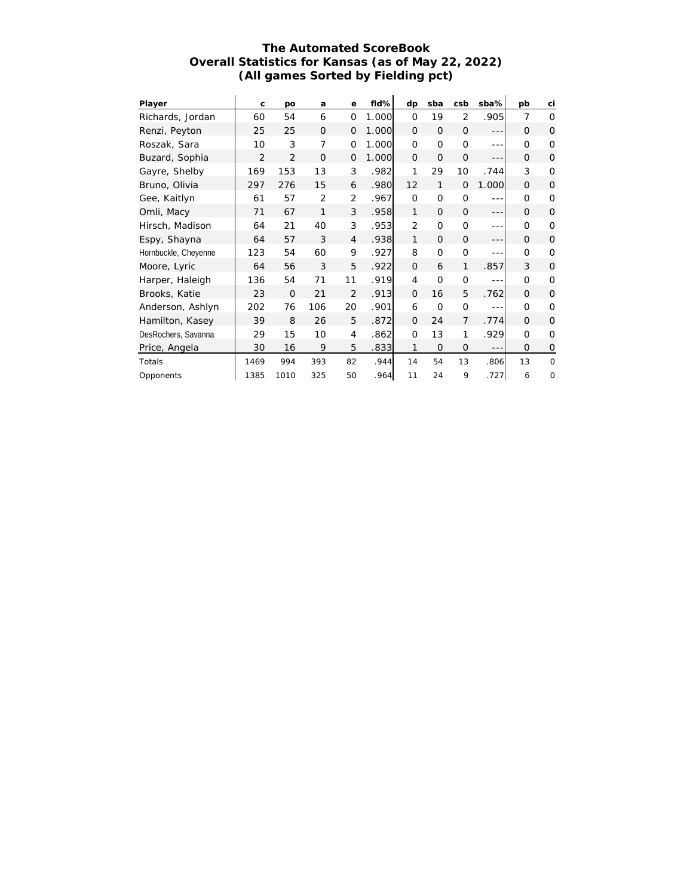# The Automated ScoreBook
## Overall Statistics for Kansas (as of May 22, 2022)
### (All games Sorted by Fielding pct)

| Player | c | po | a | e | fld% | dp | sba | csb | sba% | pb | ci |
|---|---|---|---|---|---|---|---|---|---|---|---|
| Richards, Jordan | 60 | 54 | 6 | 0 | 1.000 | 0 | 19 | 2 | .905 | 7 | 0 |
| Renzi, Peyton | 25 | 25 | 0 | 0 | 1.000 | 0 | 0 | 0 | --- | 0 | 0 |
| Roszak, Sara | 10 | 3 | 7 | 0 | 1.000 | 0 | 0 | 0 | --- | 0 | 0 |
| Buzard, Sophia | 2 | 2 | 0 | 0 | 1.000 | 0 | 0 | 0 | --- | 0 | 0 |
| Gayre, Shelby | 169 | 153 | 13 | 3 | .982 | 1 | 29 | 10 | .744 | 3 | 0 |
| Bruno, Olivia | 297 | 276 | 15 | 6 | .980 | 12 | 1 | 0 | 1.000 | 0 | 0 |
| Gee, Kaitlyn | 61 | 57 | 2 | 2 | .967 | 0 | 0 | 0 | --- | 0 | 0 |
| Omli, Macy | 71 | 67 | 1 | 3 | .958 | 1 | 0 | 0 | --- | 0 | 0 |
| Hirsch, Madison | 64 | 21 | 40 | 3 | .953 | 2 | 0 | 0 | --- | 0 | 0 |
| Espy, Shayna | 64 | 57 | 3 | 4 | .938 | 1 | 0 | 0 | --- | 0 | 0 |
| Hornbuckle, Cheyenne | 123 | 54 | 60 | 9 | .927 | 8 | 0 | 0 | --- | 0 | 0 |
| Moore, Lyric | 64 | 56 | 3 | 5 | .922 | 0 | 6 | 1 | .857 | 3 | 0 |
| Harper, Haleigh | 136 | 54 | 71 | 11 | .919 | 4 | 0 | 0 | --- | 0 | 0 |
| Brooks, Katie | 23 | 0 | 21 | 2 | .913 | 0 | 16 | 5 | .762 | 0 | 0 |
| Anderson, Ashlyn | 202 | 76 | 106 | 20 | .901 | 6 | 0 | 0 | --- | 0 | 0 |
| Hamilton, Kasey | 39 | 8 | 26 | 5 | .872 | 0 | 24 | 7 | .774 | 0 | 0 |
| DesRochers, Savanna | 29 | 15 | 10 | 4 | .862 | 0 | 13 | 1 | .929 | 0 | 0 |
| Price, Angela | 30 | 16 | 9 | 5 | .833 | 1 | 0 | 0 | --- | 0 | 0 |
| Totals | 1469 | 994 | 393 | 82 | .944 | 14 | 54 | 13 | .806 | 13 | 0 |
| Opponents | 1385 | 1010 | 325 | 50 | .964 | 11 | 24 | 9 | .727 | 6 | 0 |